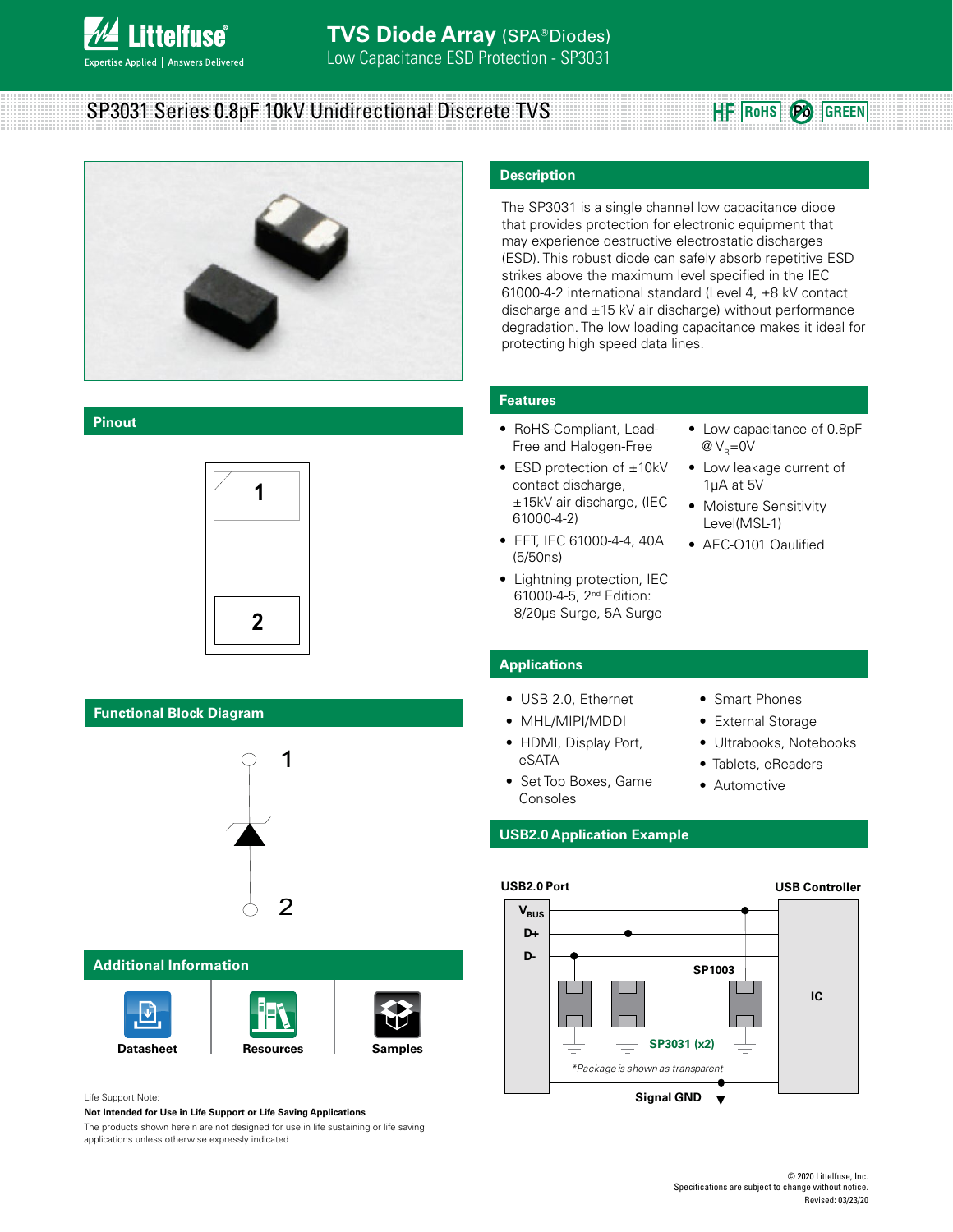# TVS Diode Array (SPA® Diodes)

Low Capacitance ESD Protection - SP3031

## SP3031 Series 0.8pF 10kV Unidirectional Discrete TVS

HF RoHS Pb GREEN

## Description

The SP3031 is a single channel low capacitance diode that provides protection for electronic equipment that may experience destructive electrostatic discharges (ESD). This robust diode can safely absorb repetitive ESD strikes above the maximum level specified in the IEC 61000-4-2 international standard (Level 4, ±8 kV contact discharge and ±15 kV air discharge) without performance degradation. The low loading capacitance makes it ideal for protecting high speed data lines.

## Pinout

1

2

## Features

- RoHS-Compliant, Lead-Free and Halogen-Free
- ESD protection of ±10kV contact discharge, ±15kV air discharge, (IEC 61000-4-2)
- EFT, IEC 61000-4-4, 40A (5/50ns)
- Lightning protection, IEC 61000-4-5, 2nd Edition: 8/20μs Surge, 5A Surge
- Low capacitance of 0.8pF @ $V_R$=0V
- Low leakage current of 1μA at 5V
- Moisture Sensitivity Level(MSL-1)
- AEC-Q101 Qaulified

## Functional Block Diagram

1

2

## Applications

- USB 2.0, Ethernet
- MHL/MIPI/MDDI
- HDMI, Display Port, eSATA
- Set Top Boxes, Game Consoles
- Smart Phones
- External Storage
- Ultrabooks, Notebooks
- Tablets, eReaders
- Automotive

## USB2.0 Application Example

USB2.0 Port

USB Controller

$V_{BUS}$

D+

D-

SP1003

IC

SP3031 (x2)

*Package is shown as transparent

Signal GND

## Additional Information

Datasheet | Resources | Samples

Life Support Note:

**Not Intended for Use in Life Support or Life Saving Applications**

The products shown herein are not designed for use in life sustaining or life saving applications unless otherwise expressly indicated.

© 2020 Littelfuse, Inc.
Specifications are subject to change without notice.
Revised: 03/23/20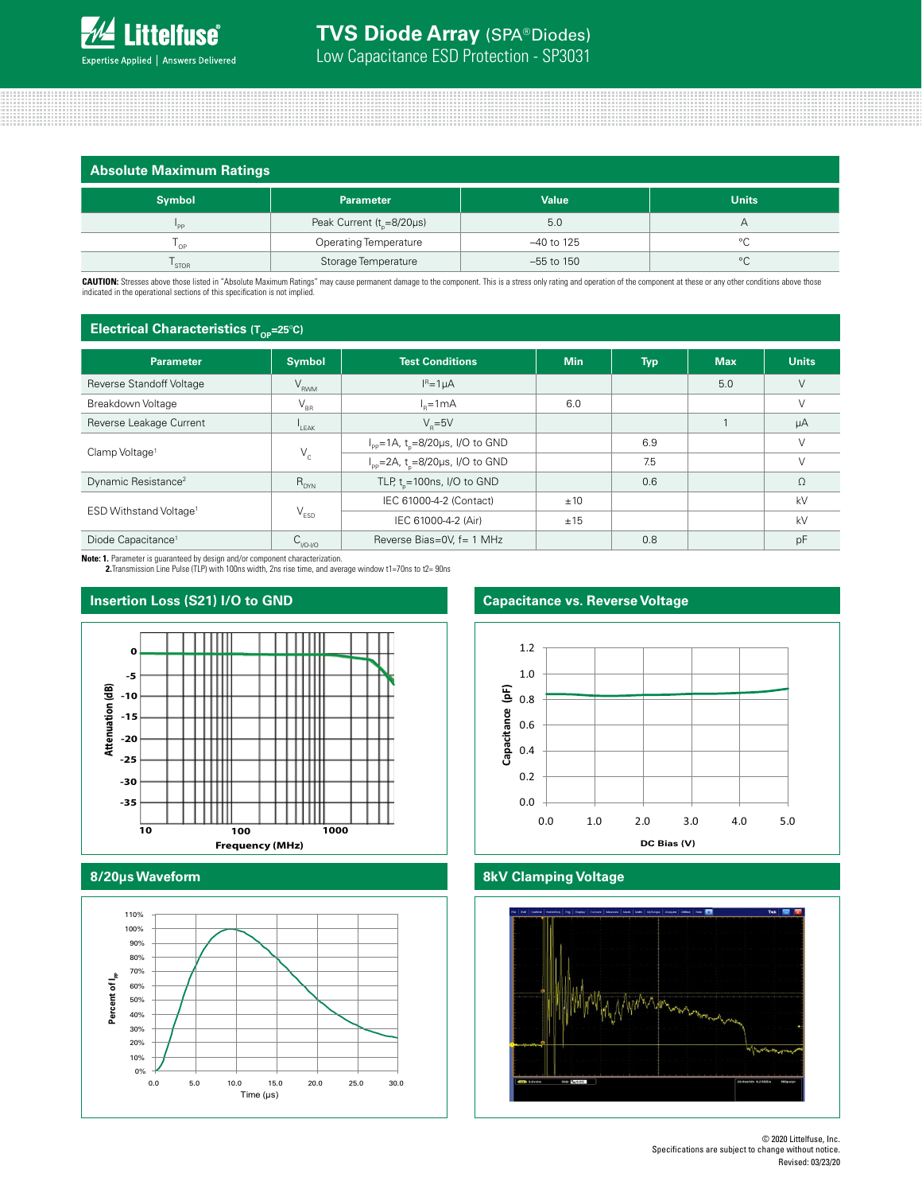## Absolute Maximum Ratings

| Symbol | Parameter | Value | Units |
|---|---|---|---|
| $I_{PP}$ | Peak Current ($t_p$=8/20μs) | 5.0 | A |
| $T_{OP}$ | Operating Temperature | –40 to 125 | °C |
| $T_{STOR}$ | Storage Temperature | –55 to 150 | °C |

**CAUTION:** Stresses above those listed in "Absolute Maximum Ratings" may cause permanent damage to the component. This is a stress only rating and operation of the component at these or any other conditions above those indicated in the operational sections of this specification is not implied.

## Electrical Characteristics ($T_{OP}$=25°C)

| Parameter | Symbol | Test Conditions | Min | Typ | Max | Units |
|---|---|---|---|---|---|---|
| Reverse Standoff Voltage | $V_{RWM}$ | $I_R$=1μA | | | 5.0 | V |
| Breakdown Voltage | $V_{BR}$ | $I_R$=1mA | 6.0 | | | V |
| Reverse Leakage Current | $I_{LEAK}$ | $V_R$=5V | | | 1 | μA |
| Clamp Voltage[1] | $V_C$ | $I_{PP}$=1A, $t_p$=8/20μs, I/O to GND | | 6.9 | | V |
| | | $I_{PP}$=2A, $t_p$=8/20μs, I/O to GND | | 7.5 | | V |
| Dynamic Resistance[2] | $R_{DYN}$ | TLP, $t_p$=100ns, I/O to GND | | 0.6 | | Ω |
| ESD Withstand Voltage[1] | $V_{ESD}$ | IEC 61000-4-2 (Contact) | ±10 | | | kV |
| | | IEC 61000-4-2 (Air) | ±15 | | | kV |
| Diode Capacitance[1] | $C_{I/O-I/O}$ | Reverse Bias=0V, f= 1 MHz | | 0.8 | | pF |

**Note: 1.** Parameter is guaranteed by design and/or component characterization.
**2.** Transmission Line Pulse (TLP) with 100ns width, 2ns rise time, and average window t1=70ns to t2= 90ns

## Insertion Loss (S21) I/O to GND

## Capacitance vs. Reverse Voltage

## 8/20μs Waveform

## 8kV Clamping Voltage

© 2020 Littelfuse, Inc.
Specifications are subject to change without notice.
Revised: 03/23/20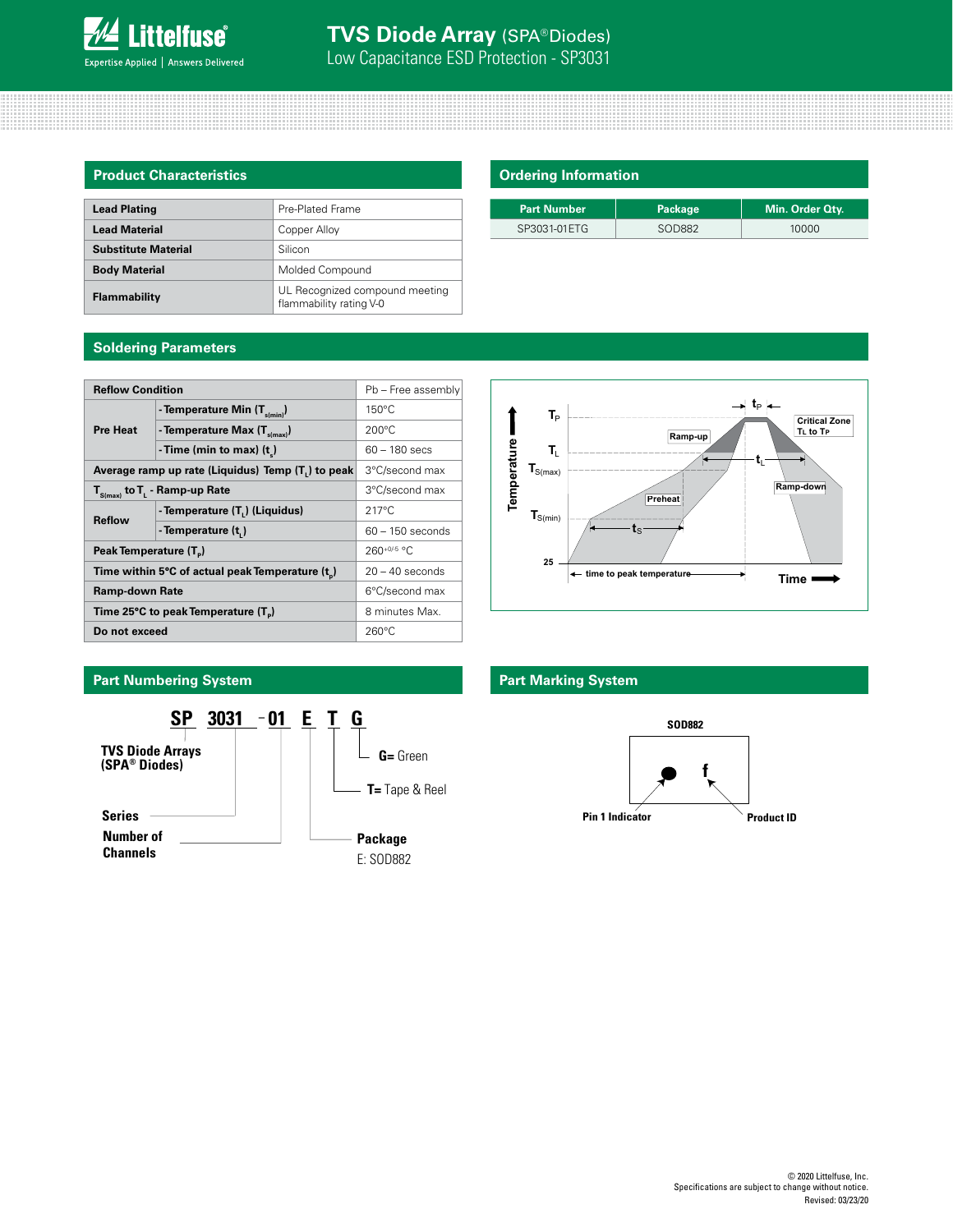## Product Characteristics

| | |
|---|---|
| **Lead Plating** | Pre-Plated Frame |
| **Lead Material** | Copper Alloy |
| **Substitute Material** | Silicon |
| **Body Material** | Molded Compound |
| **Flammability** | UL Recognized compound meeting flammability rating V-0 |

## Ordering Information

| Part Number | Package | Min. Order Qty. |
|---|---|---|
| SP3031-01ETG | SOD882 | 10000 |

## Soldering Parameters

| Reflow Condition | | Pb – Free assembly |
|---|---|---|
| **Pre Heat** | **- Temperature Min ($T_{s(min)}$)** | 150°C |
| | **- Temperature Max ($T_{s(max)}$)** | 200°C |
| | **- Time (min to max) ($t_s$)** | 60 – 180 secs |
| **Average ramp up rate (Liquidus) Temp ($T_L$) to peak** | | 3°C/second max |
| **$T_{S(max)}$ to $T_L$ - Ramp-up Rate** | | 3°C/second max |
| **Reflow** | **- Temperature ($T_L$) (Liquidus)** | 217°C |
| | **- Temperature ($t_L$)** | 60 – 150 seconds |
| **Peak Temperature ($T_P$)** | | $260^{+0/-5}$ °C |
| **Time within 5°C of actual peak Temperature ($t_p$)** | | 20 – 40 seconds |
| **Ramp-down Rate** | | 6°C/second max |
| **Time 25°C to peak Temperature ($T_P$)** | | 8 minutes Max. |
| **Do not exceed** | | 260°C |

## Part Numbering System

**SP 3031 - 01 E T G**

- **SP** — TVS Diode Arrays (SPA® Diodes)
- **3031** — Series
- **01** — Number of Channels
- **E** — Package: E: SOD882
- **T** = Tape & Reel
- **G** = Green

## Part Marking System

SOD882

- Pin 1 Indicator
- Product ID: f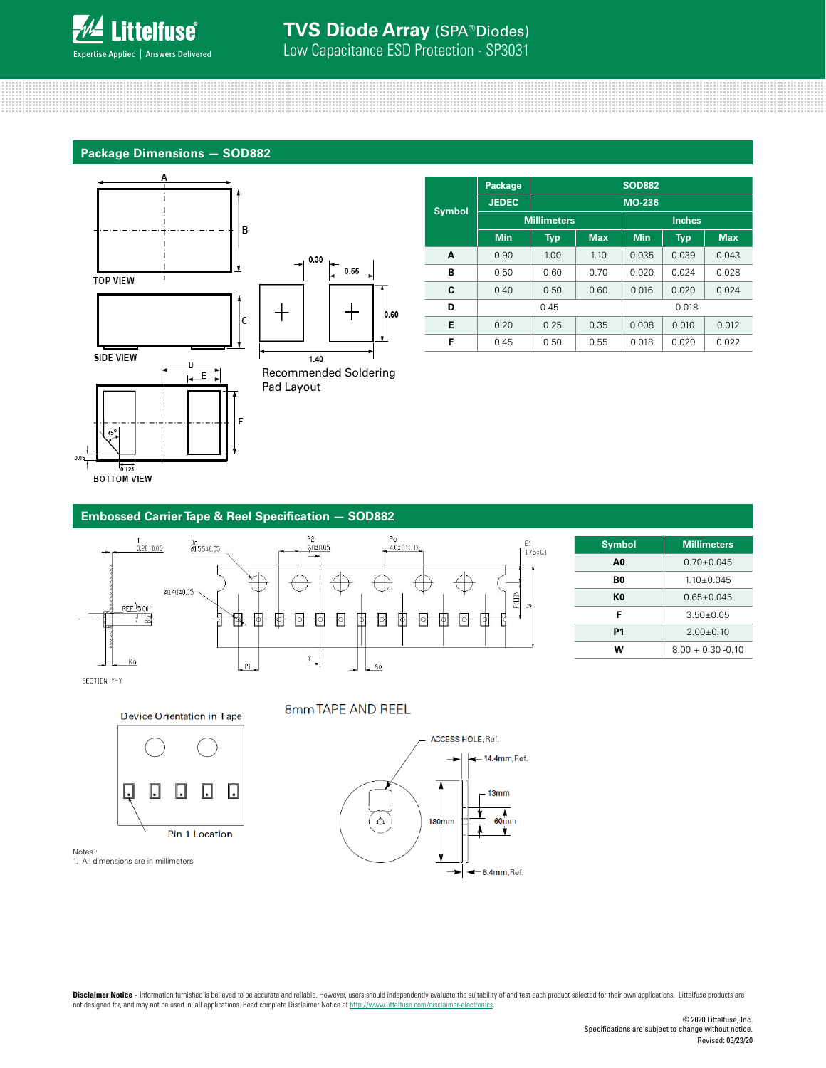## Package Dimensions — SOD882

A

B

TOP VIEW

C

SIDE VIEW

D

E

F

45°

0.05

0.125

BOTTOM VIEW

0.30

0.55

0.60

1.40

Recommended Soldering Pad Layout

| Symbol | Package | SOD882 | | | | |
|---|---|---|---|---|---|---|
| | JEDEC | MO-236 | | | | |
| | Millimeters | | | Inches | | |
| | Min | Typ | Max | Min | Typ | Max |
| A | 0.90 | 1.00 | 1.10 | 0.035 | 0.039 | 0.043 |
| B | 0.50 | 0.60 | 0.70 | 0.020 | 0.024 | 0.028 |
| C | 0.40 | 0.50 | 0.60 | 0.016 | 0.020 | 0.024 |
| D | | 0.45 | | | 0.018 | |
| E | 0.20 | 0.25 | 0.35 | 0.008 | 0.010 | 0.012 |
| F | 0.45 | 0.50 | 0.55 | 0.018 | 0.020 | 0.022 |

## Embossed Carrier Tape & Reel Specification — SOD882

T 0.20±0.05

Do ø1.55±0.05

P2 2.0±0.05

Po 4.0±0.1(II)

E1 1.75±0.1

ø0.40±0.05

REF 5.00°

Bo

Ko

P1

Y

Ao

F(III)

W

SECTION Y-Y

| Symbol | Millimeters |
|---|---|
| A0 | 0.70±0.045 |
| B0 | 1.10±0.045 |
| K0 | 0.65±0.045 |
| F | 3.50±0.05 |
| P1 | 2.00±0.10 |
| W | 8.00 + 0.30 -0.10 |

Device Orientation in Tape

Pin 1 Location

8mm TAPE AND REEL

ACCESS HOLE, Ref.

14.4mm, Ref.

13mm

180mm

60mm

8.4mm, Ref.

Notes :
1. All dimensions are in millimeters

**Disclaimer Notice -** Information furnished is believed to be accurate and reliable. However, users should independently evaluate the suitability of and test each product selected for their own applications. Littelfuse products are not designed for, and may not be used in, all applications. Read complete Disclaimer Notice at http://www.littelfuse.com/disclaimer-electronics.

© 2020 Littelfuse, Inc.
Specifications are subject to change without notice.
Revised: 03/23/20